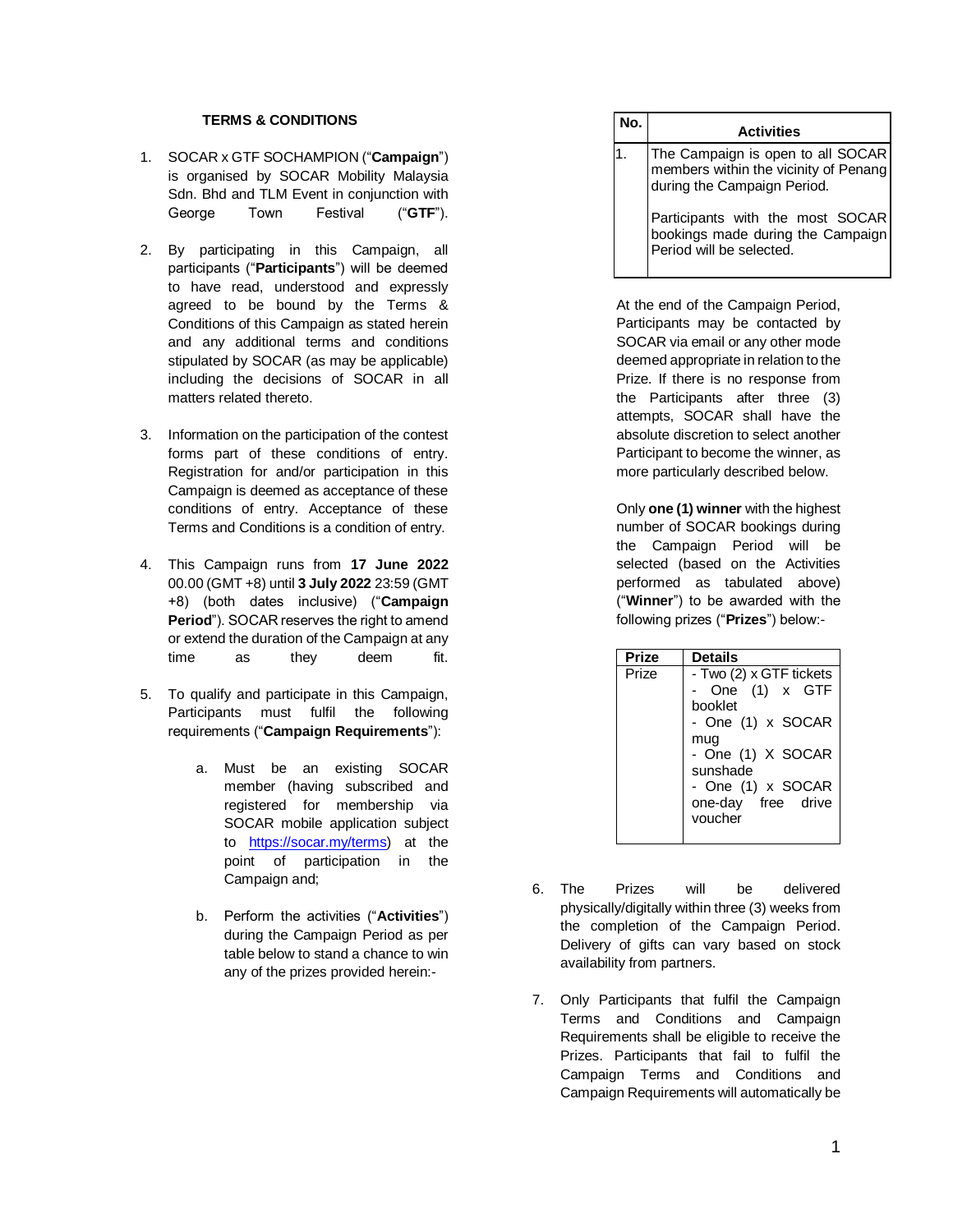**TERMS & CONDITIONS**

1. SOCAR x GTF SOCHAMPION ("**Campaign**") is organised by SOCAR Mobility Malaysia Sdn. Bhd and TLM Event in conjunction with George Town Festival ("**GTF**").

2. By participating in this Campaign, all participants ("**Participants**") will be deemed to have read, understood and expressly agreed to be bound by the Terms & Conditions of this Campaign as stated herein and any additional terms and conditions stipulated by SOCAR (as may be applicable) including the decisions of SOCAR in all matters related thereto.

3. Information on the participation of the contest forms part of these conditions of entry. Registration for and/or participation in this Campaign is deemed as acceptance of these conditions of entry. Acceptance of these Terms and Conditions is a condition of entry.

4. This Campaign runs from **17 June 2022** 00.00 (GMT +8) until **3 July 2022** 23:59 (GMT +8) (both dates inclusive) ("**Campaign Period**"). SOCAR reserves the right to amend or extend the duration of the Campaign at any time as they deem fit.

5. To qualify and participate in this Campaign, Participants must fulfil the following requirements ("**Campaign Requirements**"):

   a. Must be an existing SOCAR member (having subscribed and registered for membership via SOCAR mobile application subject to https://socar.my/terms) at the point of participation in the Campaign and;

   b. Perform the activities ("**Activities**") during the Campaign Period as per table below to stand a chance to win any of the prizes provided herein:-

| No. | Activities |
|---|---|
| 1. | The Campaign is open to all SOCAR members within the vicinity of Penang during the Campaign Period.<br><br>Participants with the most SOCAR bookings made during the Campaign Period will be selected. |

At the end of the Campaign Period, Participants may be contacted by SOCAR via email or any other mode deemed appropriate in relation to the Prize. If there is no response from the Participants after three (3) attempts, SOCAR shall have the absolute discretion to select another Participant to become the winner, as more particularly described below.

Only **one (1) winner** with the highest number of SOCAR bookings during the Campaign Period will be selected (based on the Activities performed as tabulated above) ("**Winner**") to be awarded with the following prizes ("**Prizes**") below:-

| Prize | Details |
|---|---|
| Prize | - Two (2) x GTF tickets<br>- One (1) x GTF booklet<br>- One (1) x SOCAR mug<br>- One (1) X SOCAR sunshade<br>- One (1) x SOCAR one-day free drive voucher |

6. The Prizes will be delivered physically/digitally within three (3) weeks from the completion of the Campaign Period. Delivery of gifts can vary based on stock availability from partners.

7. Only Participants that fulfil the Campaign Terms and Conditions and Campaign Requirements shall be eligible to receive the Prizes. Participants that fail to fulfil the Campaign Terms and Conditions and Campaign Requirements will automatically be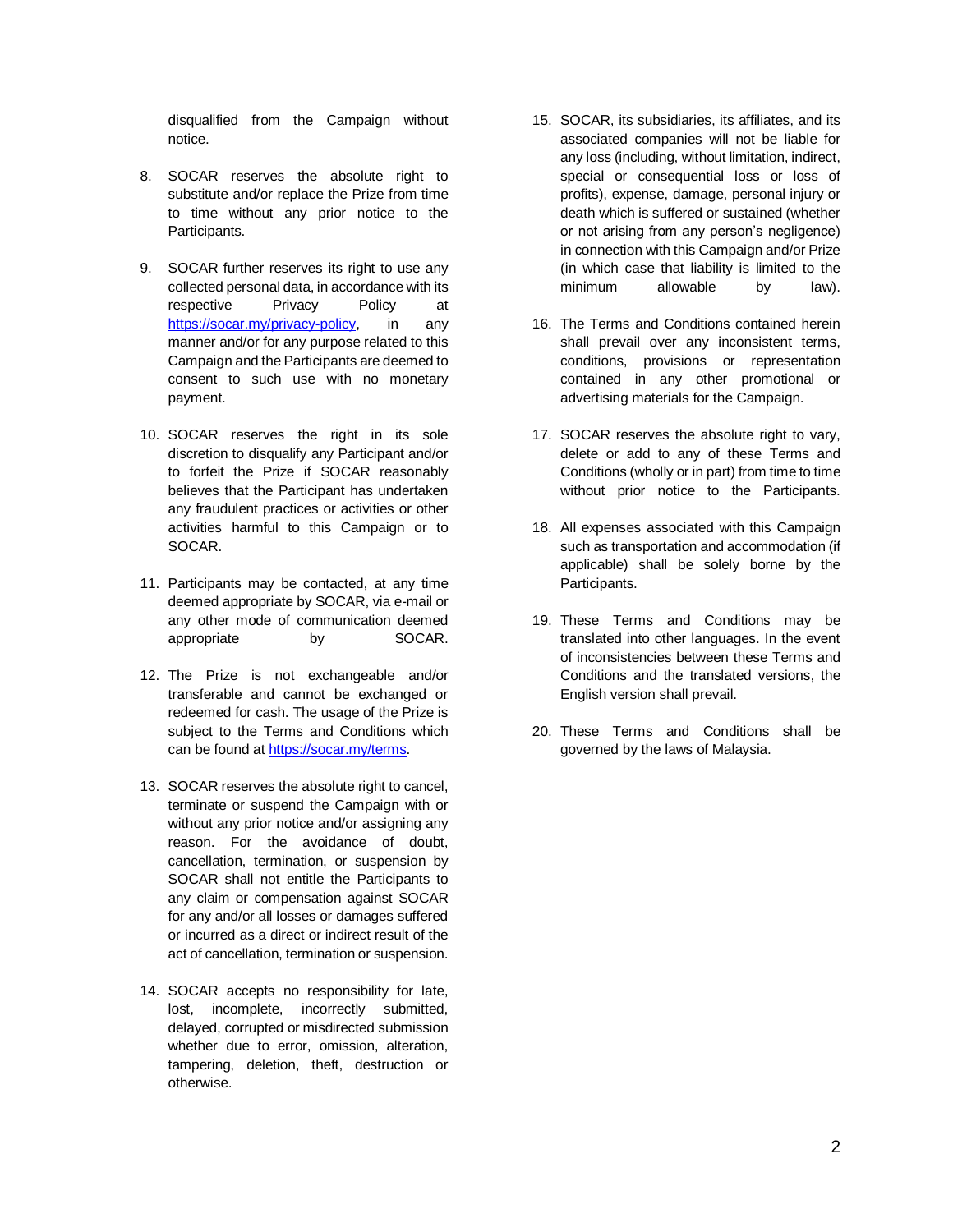disqualified from the Campaign without notice.

8. SOCAR reserves the absolute right to substitute and/or replace the Prize from time to time without any prior notice to the Participants.

9. SOCAR further reserves its right to use any collected personal data, in accordance with its respective Privacy Policy at https://socar.my/privacy-policy, in any manner and/or for any purpose related to this Campaign and the Participants are deemed to consent to such use with no monetary payment.

10. SOCAR reserves the right in its sole discretion to disqualify any Participant and/or to forfeit the Prize if SOCAR reasonably believes that the Participant has undertaken any fraudulent practices or other activities harmful to this Campaign or to SOCAR.

11. Participants may be contacted, at any time deemed appropriate by SOCAR, via e-mail or any other mode of communication deemed appropriate by SOCAR.

12. The Prize is not exchangeable and/or transferable and cannot be exchanged or redeemed for cash. The usage of the Prize is subject to the Terms and Conditions which can be found at https://socar.my/terms.

13. SOCAR reserves the absolute right to cancel, terminate or suspend the Campaign with or without any prior notice and/or assigning any reason. For the avoidance of doubt, cancellation, termination, or suspension by SOCAR shall not entitle the Participants to any claim or compensation against SOCAR for any and/or all losses or damages suffered or incurred as a direct or indirect result of the act of cancellation, termination or suspension.

14. SOCAR accepts no responsibility for late, lost, incomplete, incorrectly submitted, delayed, corrupted or misdirected submission whether due to error, omission, alteration, tampering, deletion, theft, destruction or otherwise.

15. SOCAR, its subsidiaries, its affiliates, and its associated companies will not be liable for any loss (including, without limitation, indirect, special or consequential loss or loss of profits), expense, damage, personal injury or death which is suffered or sustained (whether or not arising from any person's negligence) in connection with this Campaign and/or Prize (in which case that liability is limited to the minimum allowable by law).

16. The Terms and Conditions contained herein shall prevail over any inconsistent terms, conditions, provisions or representation contained in any other promotional or advertising materials for the Campaign.

17. SOCAR reserves the absolute right to vary, delete or add to any of these Terms and Conditions (wholly or in part) from time to time without prior notice to the Participants.

18. All expenses associated with this Campaign such as transportation and accommodation (if applicable) shall be solely borne by the Participants.

19. These Terms and Conditions may be translated into other languages. In the event of inconsistencies between these Terms and Conditions and the translated versions, the English version shall prevail.

20. These Terms and Conditions shall be governed by the laws of Malaysia.